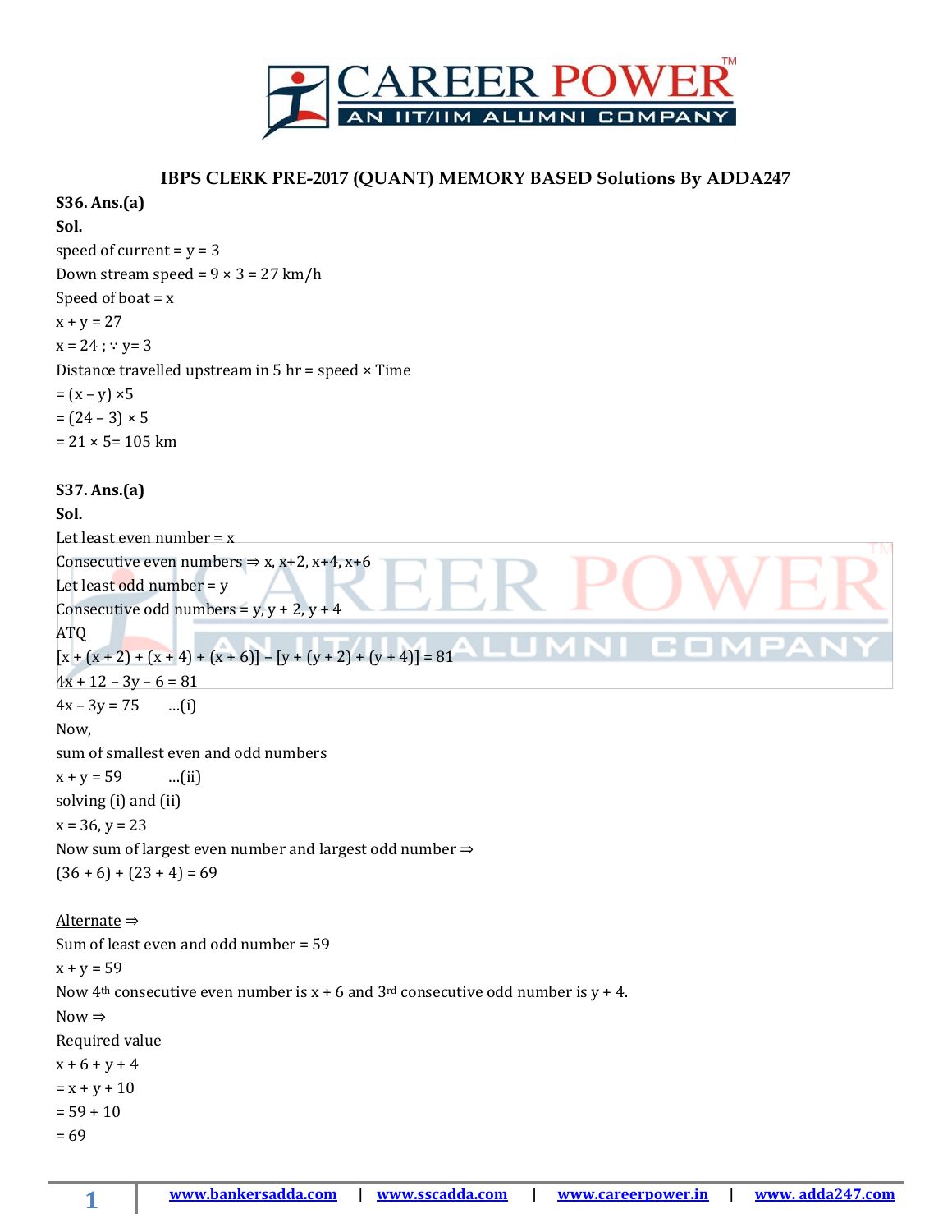## IBPS CLERK PRE-2017 (QUANT) MEMORY BASED Solutions By ADDA247

**S36. Ans.(a)**

**Sol.**

speed of current = y = 3

Down stream speed = $9 \times 3 = 27$ km/h

Speed of boat = x

$x + y = 27$

$x = 24$ ; $\because$ y= 3

Distance travelled upstream in 5 hr = speed × Time

$= (x - y) \times 5$

$= (24 - 3) \times 5$

$= 21 \times 5 = 105$ km

**S37. Ans.(a)**

**Sol.**

Let least even number = x

Consecutive even numbers ⇒ x, x+2, x+4, x+6

Let least odd number = y

Consecutive odd numbers = y, y + 2, y + 4

ATQ

$[x + (x + 2) + (x + 4) + (x + 6)] - [y + (y + 2) + (y + 4)] = 81$

$4x + 12 - 3y - 6 = 81$

$4x - 3y = 75$ ...(i)

Now,

sum of smallest even and odd numbers

$x + y = 59$ ...(ii)

solving (i) and (ii)

$x = 36, y = 23$

Now sum of largest even number and largest odd number ⇒

$(36 + 6) + (23 + 4) = 69$

Alternate ⇒

Sum of least even and odd number = 59

$x + y = 59$

Now 4th consecutive even number is x + 6 and 3rd consecutive odd number is y + 4.

Now ⇒

Required value

$x + 6 + y + 4$

$= x + y + 10$

$= 59 + 10$

$= 69$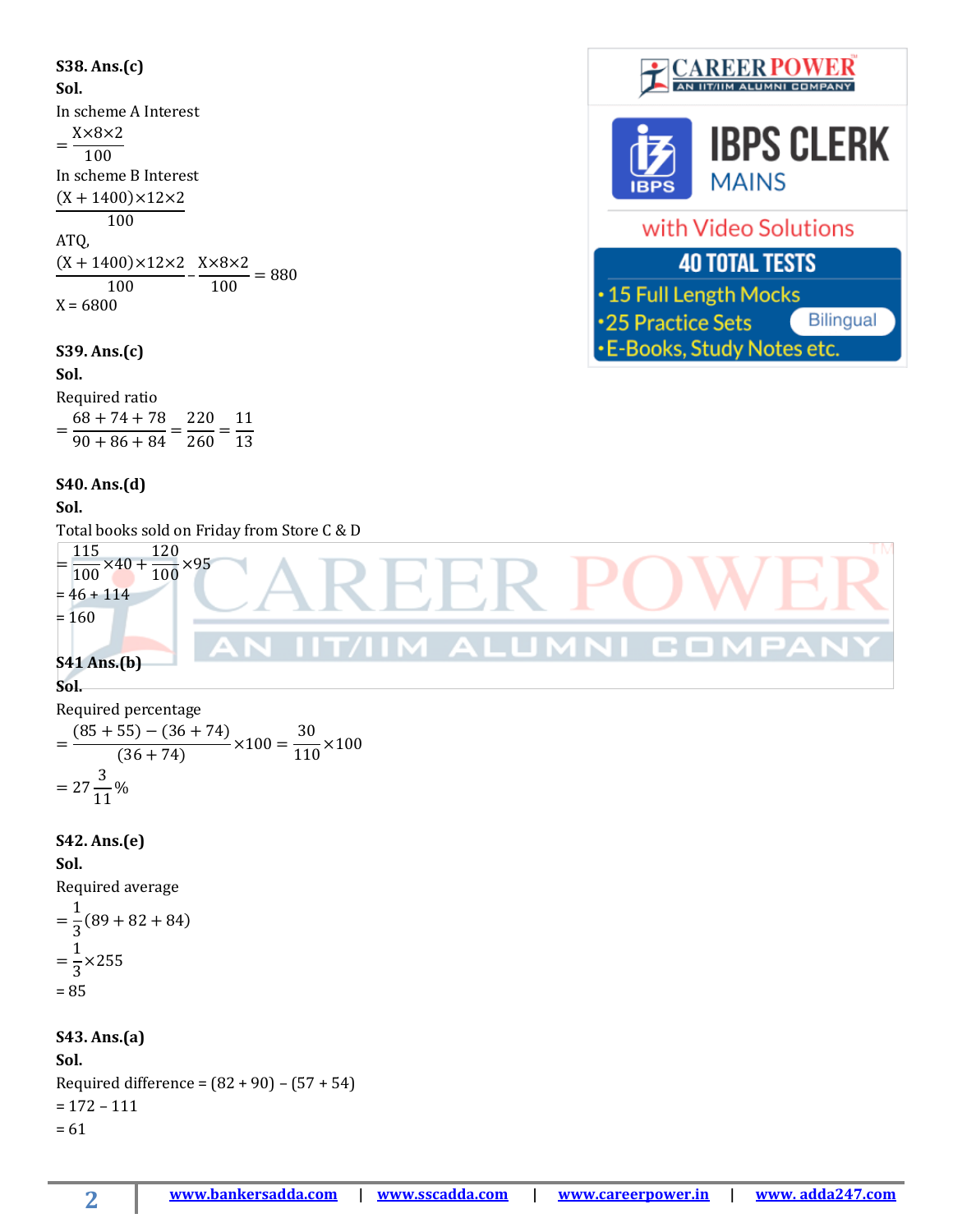**S38. Ans.(c)**

**Sol.**

In scheme A Interest

$$= \frac{X \times 8 \times 2}{100}$$

In scheme B Interest

$$\frac{(X + 1400) \times 12 \times 2}{100}$$

ATQ,

$$\frac{(X + 1400) \times 12 \times 2}{100} - \frac{X \times 8 \times 2}{100} = 880$$

X = 6800

**S39. Ans.(c)**

**Sol.**

Required ratio

$$= \frac{68 + 74 + 78}{90 + 86 + 84} = \frac{220}{260} = \frac{11}{13}$$

**S40. Ans.(d)**

**Sol.**

Total books sold on Friday from Store C & D

$$= \frac{115}{100} \times 40 + \frac{120}{100} \times 95$$

= 46 + 114

= 160

**S41 Ans.(b)**

**Sol.**

Required percentage

$$= \frac{(85 + 55) - (36 + 74)}{(36 + 74)} \times 100 = \frac{30}{110} \times 100$$

$$= 27\frac{3}{11}\%$$

**S42. Ans.(e)**

**Sol.**

Required average

$$= \frac{1}{3}(89 + 82 + 84)$$

$$= \frac{1}{3} \times 255$$

= 85

**S43. Ans.(a)**

**Sol.**

Required difference = (82 + 90) – (57 + 54)

= 172 – 111

= 61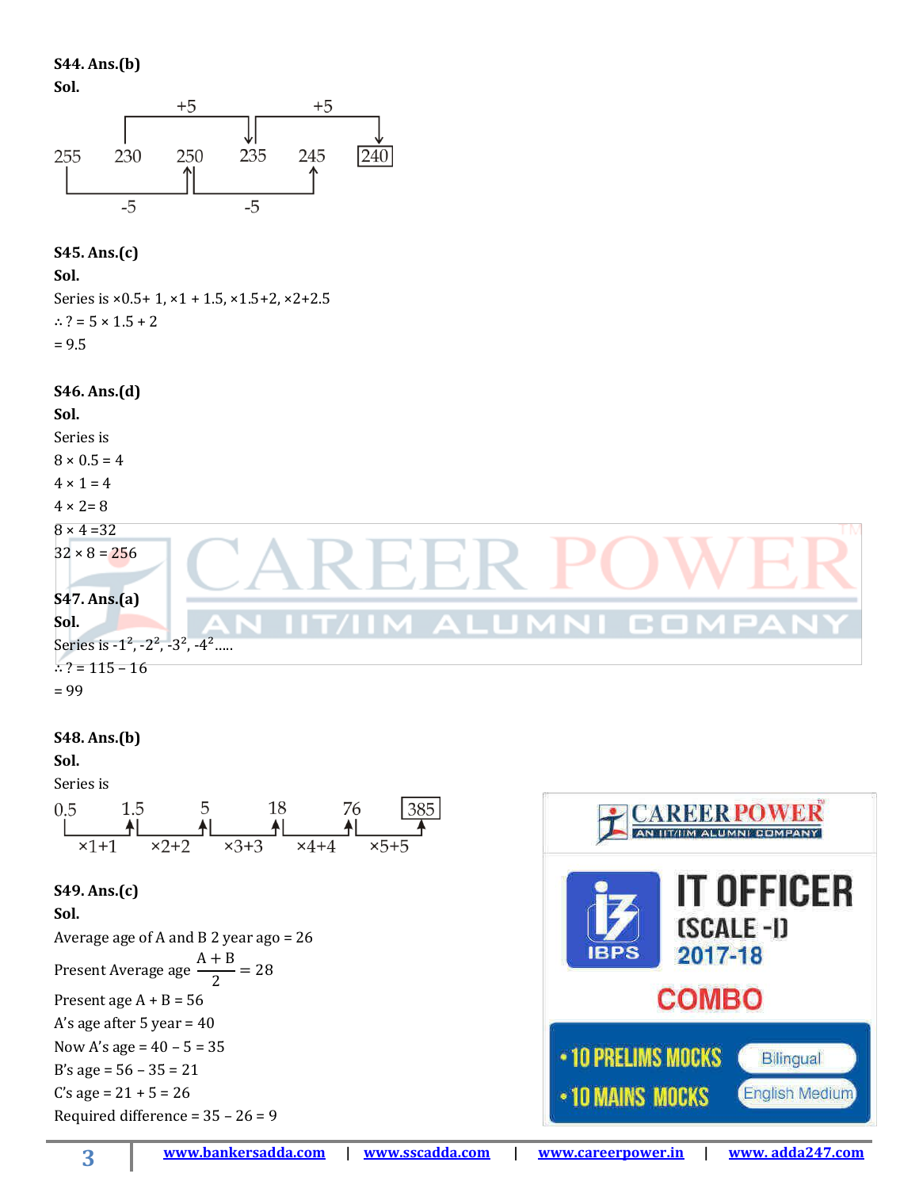**S44. Ans.(b)**

**Sol.**

255  230  250  235  245  **240**

(255 → 250: −5; 250 → 245: −5; 230 → 235: +5; 235 → 240: +5)

**S45. Ans.(c)**

**Sol.**

Series is ×0.5+ 1, ×1 + 1.5, ×1.5+2, ×2+2.5

∴ ? = 5 × 1.5 + 2

= 9.5

**S46. Ans.(d)**

**Sol.**

Series is

8 × 0.5 = 4

4 × 1 = 4

4 × 2= 8

8 × 4 =32

32 × 8 = 256

**S47. Ans.(a)**

**Sol.**

Series is $-1^2, -2^2, -3^2, -4^2$.....

∴ ? = 115 – 16

= 99

**S48. Ans.(b)**

**Sol.**

Series is

0.5  1.5  5  18  76  **385**

(×1+1, ×2+2, ×3+3, ×4+4, ×5+5)

**S49. Ans.(c)**

**Sol.**

Average age of A and B 2 year ago = 26

Present Average age $\frac{A+B}{2} = 28$

Present age A + B = 56

A's age after 5 year = 40

Now A's age = 40 – 5 = 35

B's age = 56 – 35 = 21

C's age = 21 + 5 = 26

Required difference = 35 – 26 = 9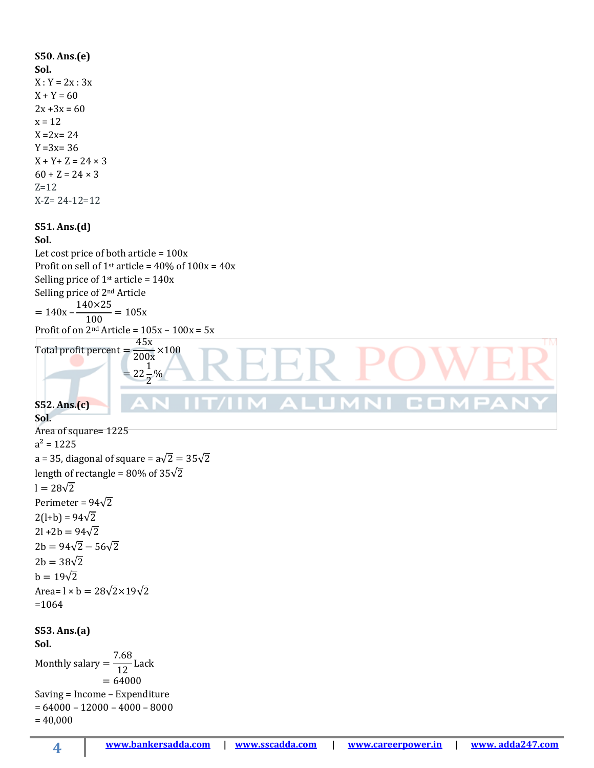**S50. Ans.(e)**

**Sol.**

X : Y = 2x : 3x

X + Y = 60

2x +3x = 60

x = 12

X =2x= 24

Y =3x= 36

X + Y+ Z = 24 × 3

60 + Z = 24 × 3

Z=12

X-Z= 24-12=12

**S51. Ans.(d)**

**Sol.**

Let cost price of both article = 100x

Profit on sell of 1st article = 40% of 100x = 40x

Selling price of 1st article = 140x

Selling price of 2nd Article

$= 140x - \frac{140 \times 25}{100} = 105x$

Profit of on 2nd Article = 105x – 100x = 5x

Total profit percent $= \frac{45x}{200x} \times 100$

$= 22\frac{1}{2}\%$

**S52. Ans.(c)**

**Sol.**

Area of square= 1225

$a^2 = 1225$

a = 35, diagonal of square = $a\sqrt{2} = 35\sqrt{2}$

length of rectangle = 80% of $35\sqrt{2}$

$l = 28\sqrt{2}$

Perimeter = $94\sqrt{2}$

$2(l+b) = 94\sqrt{2}$

$2l + 2b = 94\sqrt{2}$

$2b = 94\sqrt{2} - 56\sqrt{2}$

$2b = 38\sqrt{2}$

$b = 19\sqrt{2}$

Area= $l \times b = 28\sqrt{2} \times 19\sqrt{2}$

=1064

**S53. Ans.(a)**

**Sol.**

Monthly salary $= \frac{7.68}{12}$ Lack

$= 64000$

Saving = Income – Expenditure

= 64000 – 12000 – 4000 – 8000

= 40,000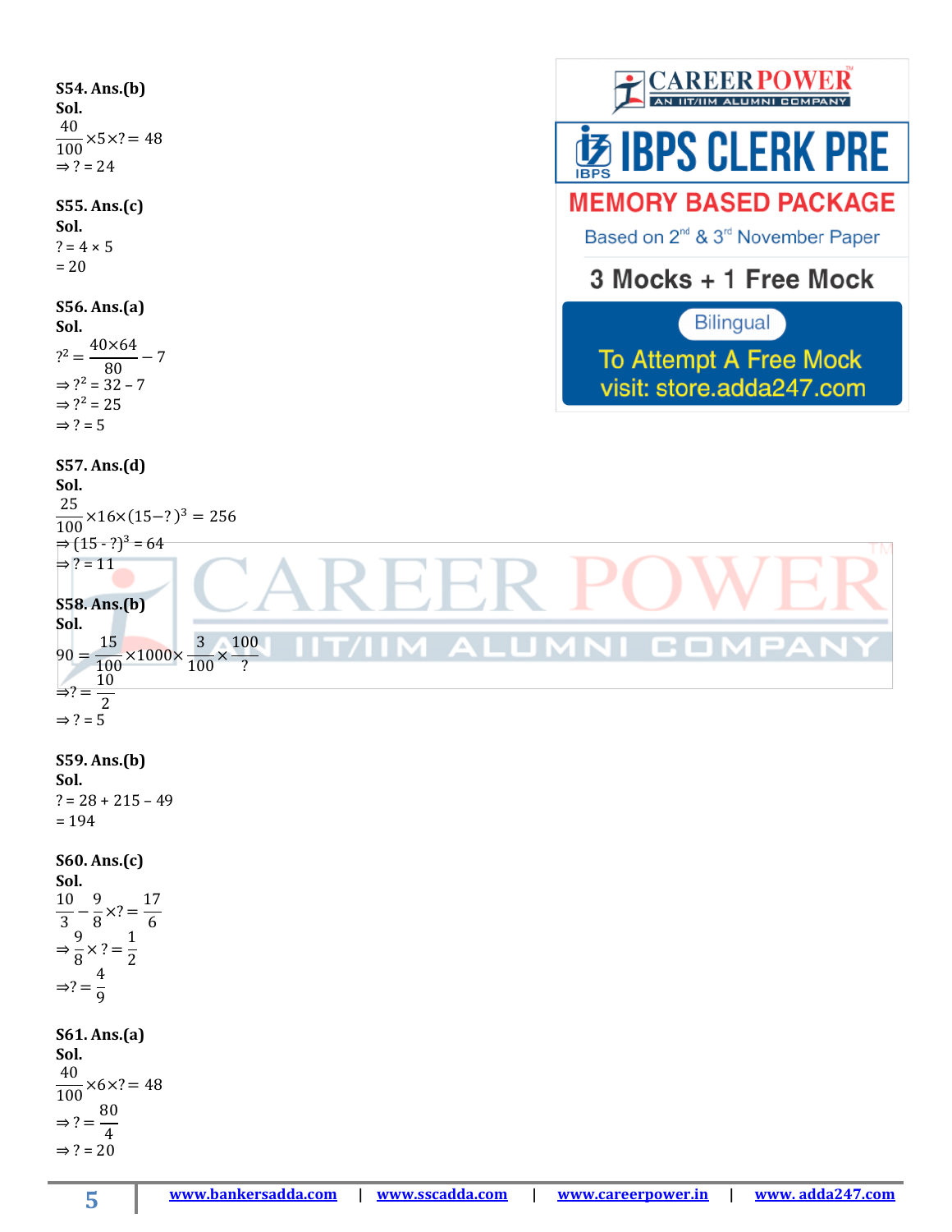**S54. Ans.(b)**

**Sol.**

$\frac{40}{100} \times 5 \times ? = 48$

$\Rightarrow ? = 24$

**S55. Ans.(c)**

**Sol.**

$? = 4 \times 5$

$= 20$

**S56. Ans.(a)**

**Sol.**

$?^2 = \frac{40 \times 64}{80} - 7$

$\Rightarrow ?^2 = 32 - 7$

$\Rightarrow ?^2 = 25$

$\Rightarrow ? = 5$

**S57. Ans.(d)**

**Sol.**

$\frac{25}{100} \times 16 \times (15 - ?)^3 = 256$

$\Rightarrow (15 - ?)^3 = 64$

$\Rightarrow ? = 11$

**S58. Ans.(b)**

**Sol.**

$90 = \frac{15}{100} \times 1000 \times \frac{3}{100} \times \frac{100}{?}$

$\Rightarrow ? = \frac{10}{2}$

$\Rightarrow ? = 5$

**S59. Ans.(b)**

**Sol.**

$? = 28 + 215 - 49$

$= 194$

**S60. Ans.(c)**

**Sol.**

$\frac{10}{3} - \frac{9}{8} \times ? = \frac{17}{6}$

$\Rightarrow \frac{9}{8} \times ? = \frac{1}{2}$

$\Rightarrow ? = \frac{4}{9}$

**S61. Ans.(a)**

**Sol.**

$\frac{40}{100} \times 6 \times ? = 48$

$\Rightarrow ? = \frac{80}{4}$

$\Rightarrow ? = 20$

CAREER POWER — AN IIT/IIM ALUMNI COMPANY

IBPS CLERK PRE

MEMORY BASED PACKAGE

Based on 2nd & 3rd November Paper

3 Mocks + 1 Free Mock

Bilingual

To Attempt A Free Mock visit: store.adda247.com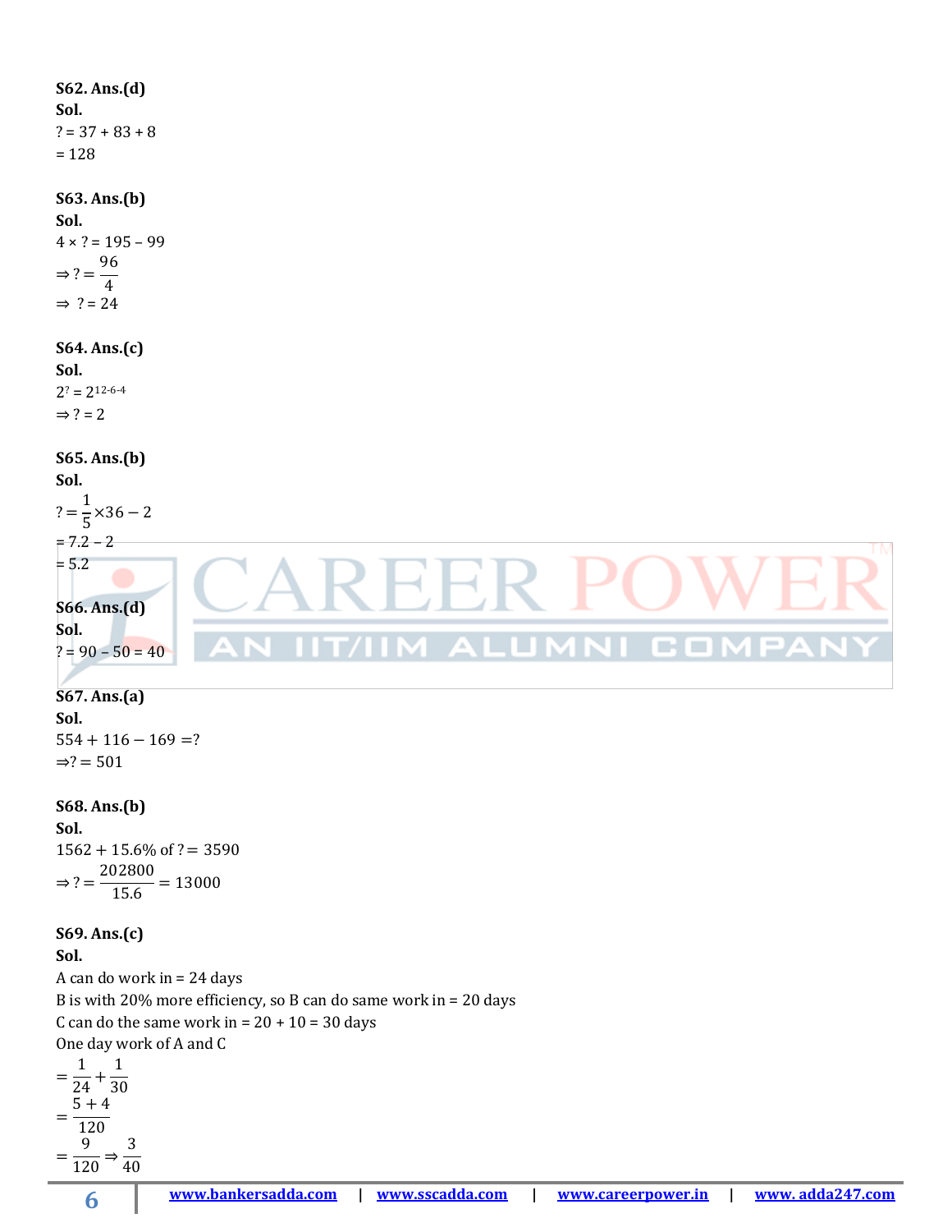**S62. Ans.(d)**
**Sol.**
? = 37 + 83 + 8
= 128

**S63. Ans.(b)**
**Sol.**
4 × ? = 195 – 99
$\Rightarrow ? = \frac{96}{4}$
⇒ ? = 24

**S64. Ans.(c)**
**Sol.**
$2^? = 2^{12-6-4}$
⇒ ? = 2

**S65. Ans.(b)**
**Sol.**
$? = \frac{1}{5} \times 36 - 2$
= 7.2 – 2
= 5.2

**S66. Ans.(d)**
**Sol.**
? = 90 – 50 = 40

**S67. Ans.(a)**
**Sol.**
$554 + 116 - 169 = ?$
$\Rightarrow ? = 501$

**S68. Ans.(b)**
**Sol.**
1562 + 15.6% of ? = 3590
$\Rightarrow ? = \frac{202800}{15.6} = 13000$

**S69. Ans.(c)**
**Sol.**
A can do work in = 24 days
B is with 20% more efficiency, so B can do same work in = 20 days
C can do the same work in = 20 + 10 = 30 days
One day work of A and C
$= \frac{1}{24} + \frac{1}{30}$
$= \frac{5+4}{120}$
$= \frac{9}{120} \Rightarrow \frac{3}{40}$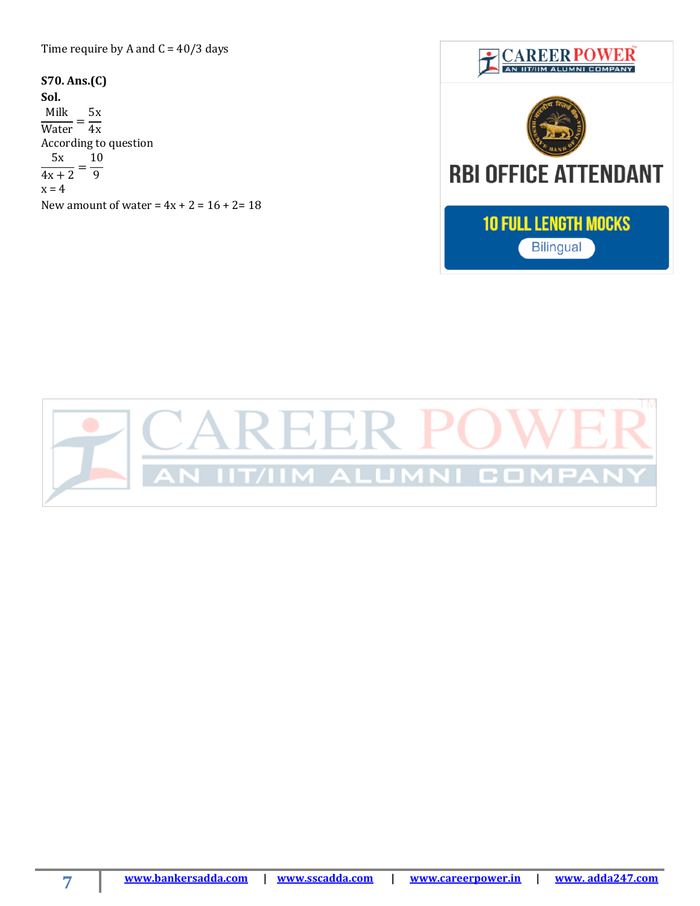Time require by A and C = 40/3 days

**S70. Ans.(C)**

**Sol.**

$$\frac{\text{Milk}}{\text{Water}} = \frac{5x}{4x}$$

According to question

$$\frac{5x}{4x + 2} = \frac{10}{9}$$

$x = 4$

New amount of water = 4x + 2 = 16 + 2= 18